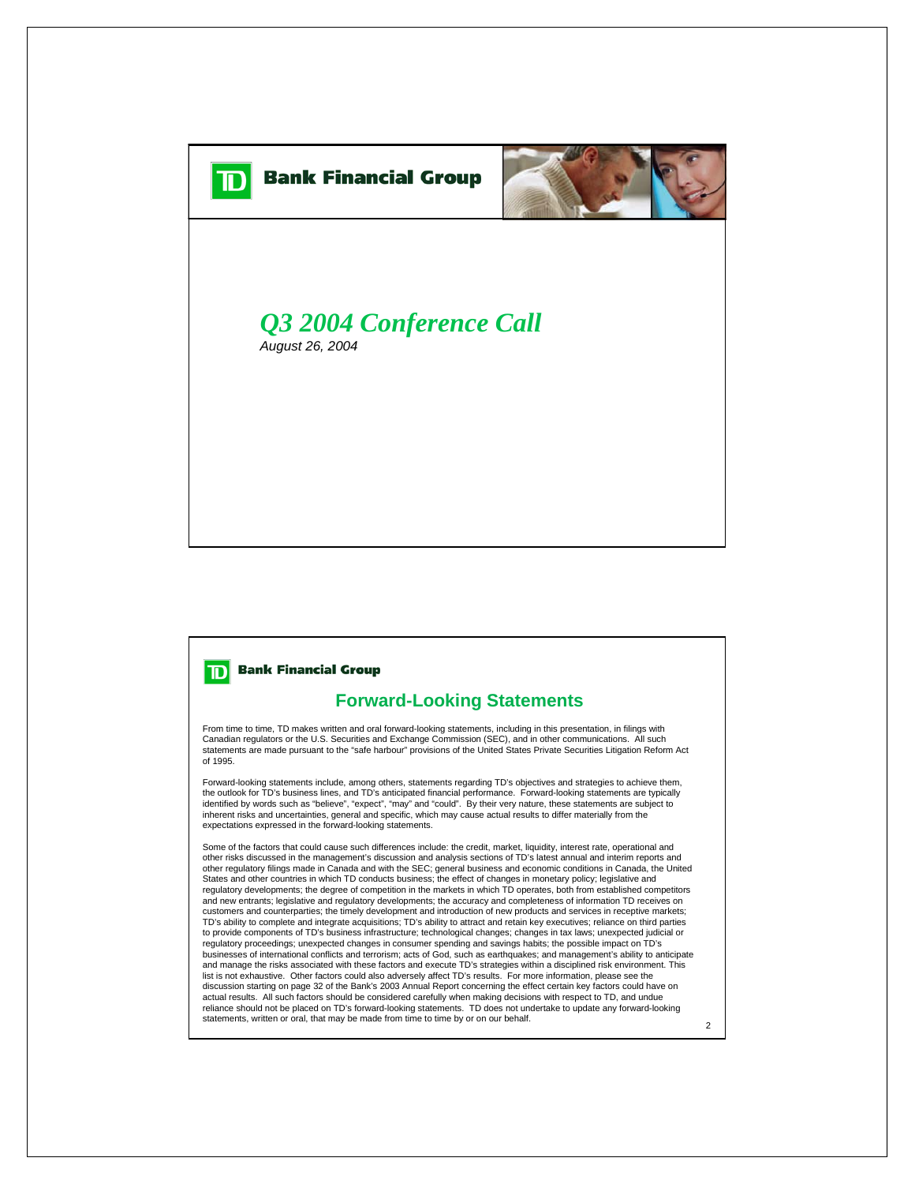# Bank Financial Group

## *Q3 2004 Conference Call*

*August 26, 2004*

---

**Bank Financial Group**

## Forward-Looking Statements

From time to time, TD makes written and oral forward-looking statements, including in this presentation, in filings with Canadian regulators or the U.S. Securities and Exchange Commission (SEC), and in other communications. All such statements are made pursuant to the "safe harbour" provisions of the United States Private Securities Litigation Reform Act of 1995.

Forward-looking statements include, among others, statements regarding TD's objectives and strategies to achieve them, the outlook for TD's business lines, and TD's anticipated financial performance. Forward-looking statements are typically identified by words such as "believe", "expect", "may" and "could". By their very nature, these statements are subject to inherent risks and uncertainties, general and specific, which may cause actual results to differ materially from the expectations expressed in the forward-looking statements.

Some of the factors that could cause such differences include: the credit, market, liquidity, interest rate, operational and other risks discussed in the management's discussion and analysis sections of TD's latest annual and interim reports and other regulatory filings made in Canada and with the SEC; general business and economic conditions in Canada, the United States and other countries in which TD conducts business; the effect of changes in monetary policy; legislative and regulatory developments; the degree of competition in the markets in which TD operates, both from established competitors and new entrants; legislative and regulatory developments; the accuracy and completeness of information TD receives on customers and counterparties; the timely development and introduction of new products and services in receptive markets; TD's ability to complete and integrate acquisitions; TD's ability to attract and retain key executives; reliance on third parties to provide components of TD's business infrastructure; technological changes; changes in tax laws; unexpected judicial or regulatory proceedings; unexpected changes in consumer spending and savings habits; the possible impact on TD's businesses of international conflicts and terrorism; acts of God, such as earthquakes; and management's ability to anticipate and manage the risks associated with these factors and execute TD's strategies within a disciplined risk environment. This list is not exhaustive. Other factors could also adversely affect TD's results. For more information, please see the discussion starting on page 32 of the Bank's 2003 Annual Report concerning the effect certain key factors could have on actual results. All such factors should be considered carefully when making decisions with respect to TD, and undue reliance should not be placed on TD's forward-looking statements. TD does not undertake to update any forward-looking statements, written or oral, that may be made from time to time by or on our behalf.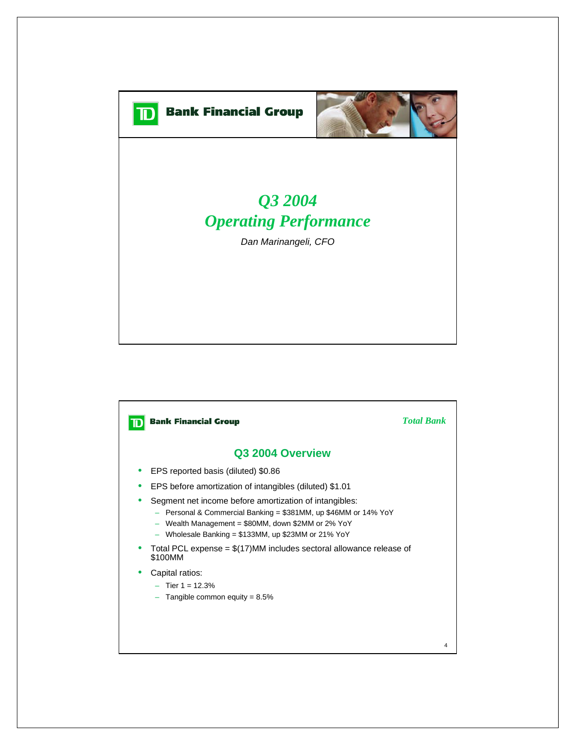TD Bank Financial Group

# *Q3 2004*
# *Operating Performance*

*Dan Marinangeli, CFO*

TD Bank Financial Group

*Total Bank*

## Q3 2004 Overview

- EPS reported basis (diluted) $0.86
- EPS before amortization of intangibles (diluted) $1.01
- Segment net income before amortization of intangibles:
  - Personal & Commercial Banking = $381MM, up $46MM or 14% YoY
  - Wealth Management = $80MM, down $2MM or 2% YoY
  - Wholesale Banking = $133MM, up $23MM or 21% YoY
- Total PCL expense = $(17)MM includes sectoral allowance release of $100MM
- Capital ratios:
  - Tier 1 = 12.3%
  - Tangible common equity = 8.5%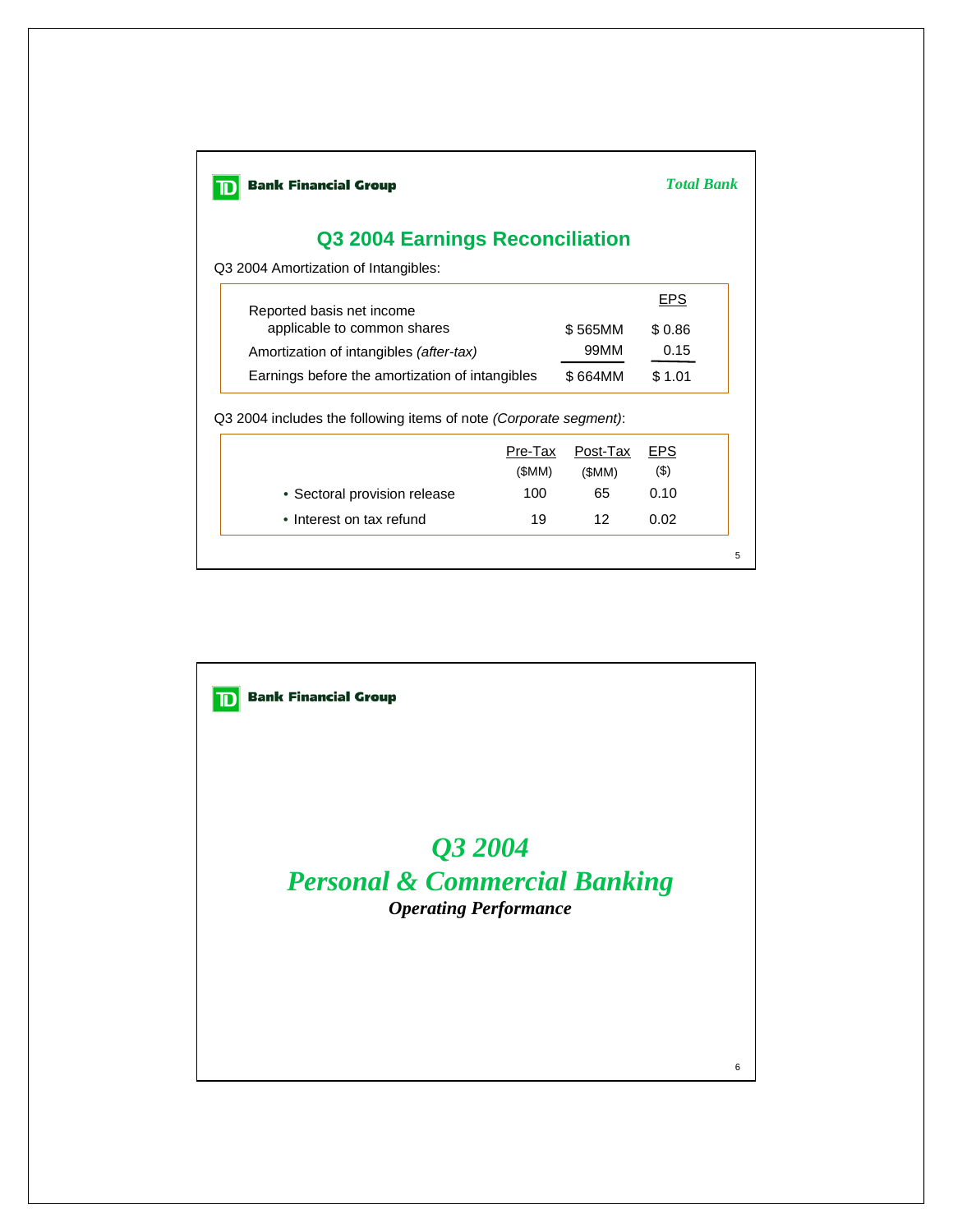TD Bank Financial Group

*Total Bank*

## Q3 2004 Earnings Reconciliation

Q3 2004 Amortization of Intangibles:

| | | EPS |
|---|---|---|
| Reported basis net income applicable to common shares | $ 565MM | $ 0.86 |
| Amortization of intangibles *(after-tax)* | 99MM | 0.15 |
| Earnings before the amortization of intangibles | $ 664MM | $ 1.01 |

Q3 2004 includes the following items of note *(Corporate segment)*:

| | Pre-Tax ($MM) | Post-Tax ($MM) | EPS ($) |
|---|---|---|---|
| • Sectoral provision release | 100 | 65 | 0.10 |
| • Interest on tax refund | 19 | 12 | 0.02 |

TD Bank Financial Group

# *Q3 2004*
# *Personal & Commercial Banking*
***Operating Performance***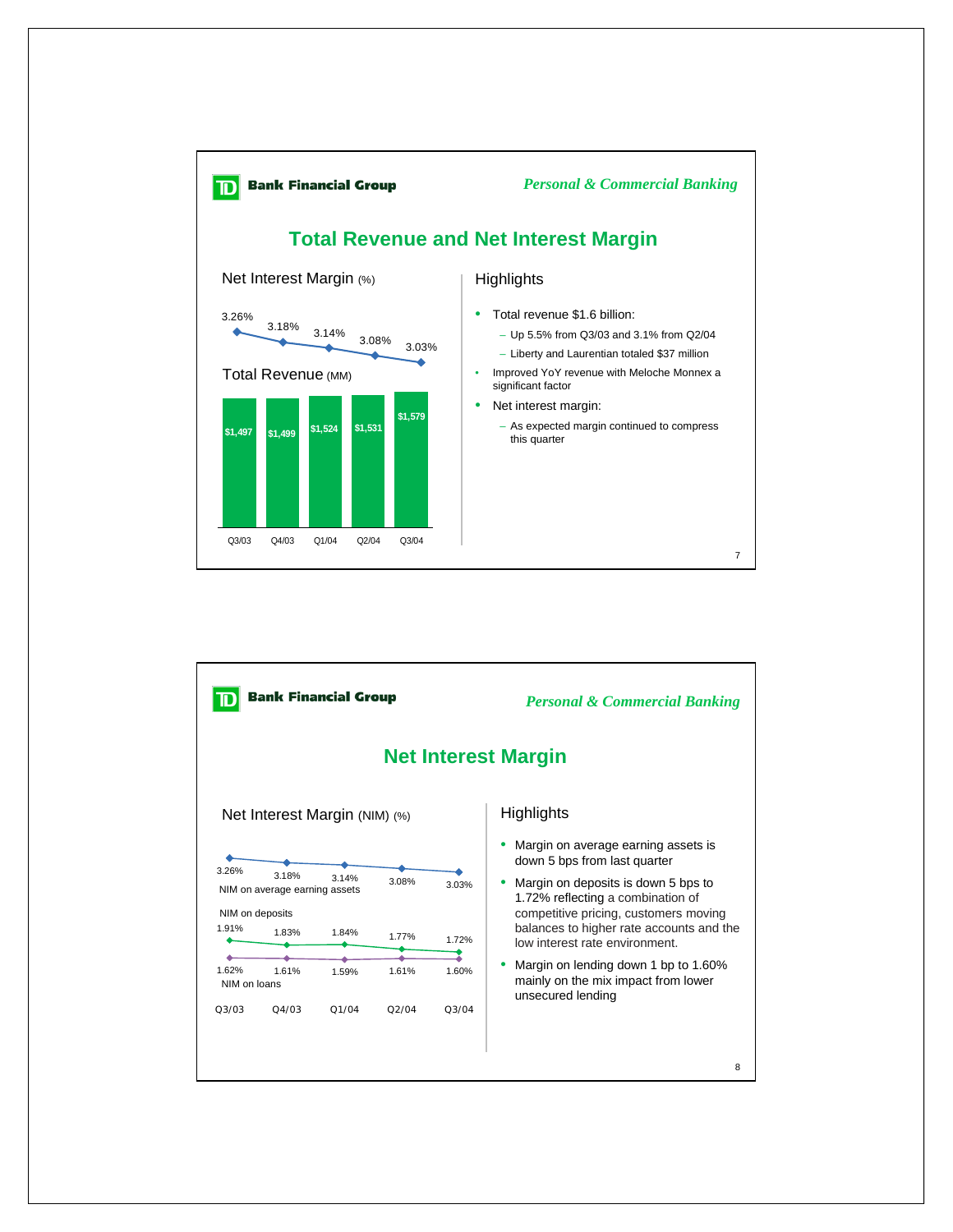**Bank Financial Group**

*Personal & Commercial Banking*

## Total Revenue and Net Interest Margin

Net Interest Margin (%)

3.26%
3.18%
3.14%
3.08%
3.03%

Total Revenue (MM)

$1,497
$1,499
$1,524
$1,531
$1,579

Q3/03 Q4/03 Q1/04 Q2/04 Q3/04

### Highlights

- Total revenue $1.6 billion:
  - Up 5.5% from Q3/03 and 3.1% from Q2/04
  - Liberty and Laurentian totaled $37 million
- Improved YoY revenue with Meloche Monnex a significant factor
- Net interest margin:
  - As expected margin continued to compress this quarter

---

**Bank Financial Group**

*Personal & Commercial Banking*

## Net Interest Margin

Net Interest Margin (NIM) (%)

3.26% 3.18% 3.14% 3.08% 3.03%
NIM on average earning assets

NIM on deposits
1.91% 1.83% 1.84% 1.77% 1.72%

1.62% 1.61% 1.59% 1.61% 1.60%
NIM on loans

Q3/03 Q4/03 Q1/04 Q2/04 Q3/04

### Highlights

- Margin on average earning assets is down 5 bps from last quarter
- Margin on deposits is down 5 bps to 1.72% reflecting a combination of competitive pricing, customers moving balances to higher rate accounts and the low interest rate environment.
- Margin on lending down 1 bp to 1.60% mainly on the mix impact from lower unsecured lending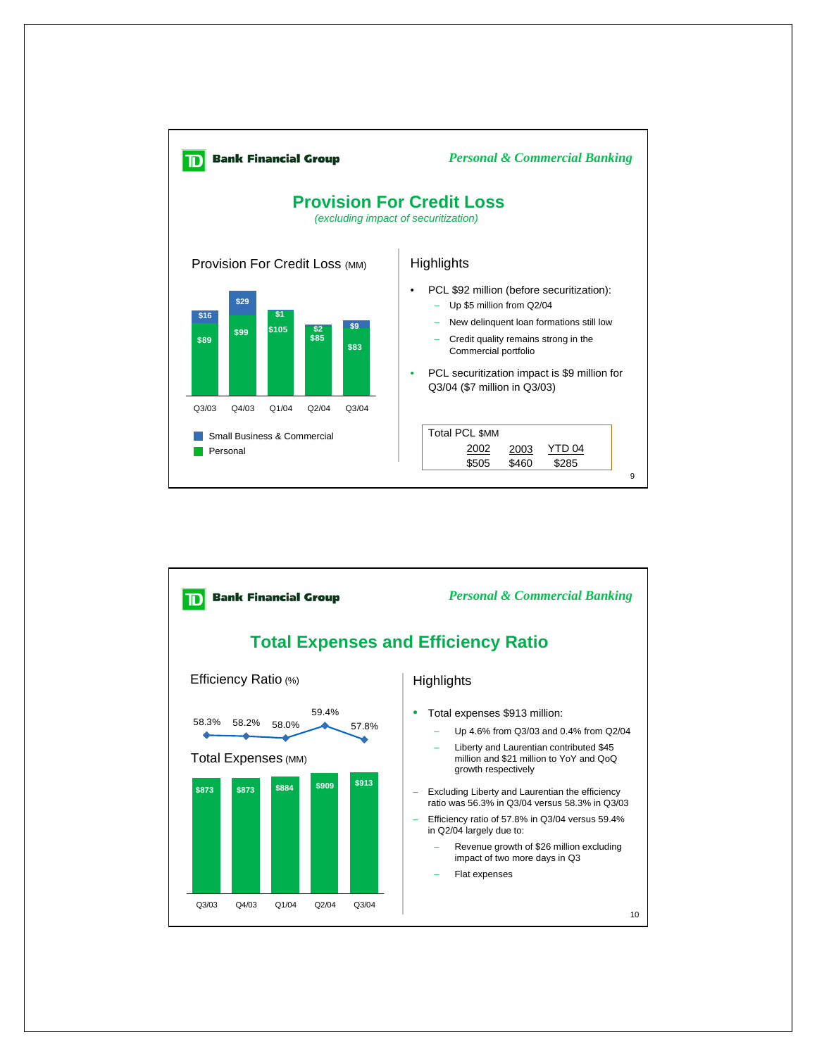## Personal & Commercial Banking

# Provision For Credit Loss

*(excluding impact of securitization)*

Provision For Credit Loss (MM)

$16
$89
$29
$99
$1
$105
$2
$85
$9
$83

Q3/03 Q4/03 Q1/04 Q2/04 Q3/04

Small Business & Commercial
Personal

### Highlights

- PCL $92 million (before securitization):
  - Up $5 million from Q2/04
  - New delinquent loan formations still low
  - Credit quality remains strong in the Commercial portfolio
- PCL securitization impact is $9 million for Q3/04 ($7 million in Q3/03)

Total PCL $MM

| 2002 | 2003 | YTD 04 |
|---|---|---|
| $505 | $460 | $285 |

## Personal & Commercial Banking

# Total Expenses and Efficiency Ratio

Efficiency Ratio (%)

58.3% 58.2% 58.0% 59.4% 57.8%

Total Expenses (MM)

$873 $873 $884 $909 $913

Q3/03 Q4/03 Q1/04 Q2/04 Q3/04

### Highlights

- Total expenses $913 million:
  - Up 4.6% from Q3/03 and 0.4% from Q2/04
  - Liberty and Laurentian contributed $45 million and $21 million to YoY and QoQ growth respectively
- Excluding Liberty and Laurentian the efficiency ratio was 56.3% in Q3/04 versus 58.3% in Q3/03
- Efficiency ratio of 57.8% in Q3/04 versus 59.4% in Q2/04 largely due to:
  - Revenue growth of $26 million excluding impact of two more days in Q3
  - Flat expenses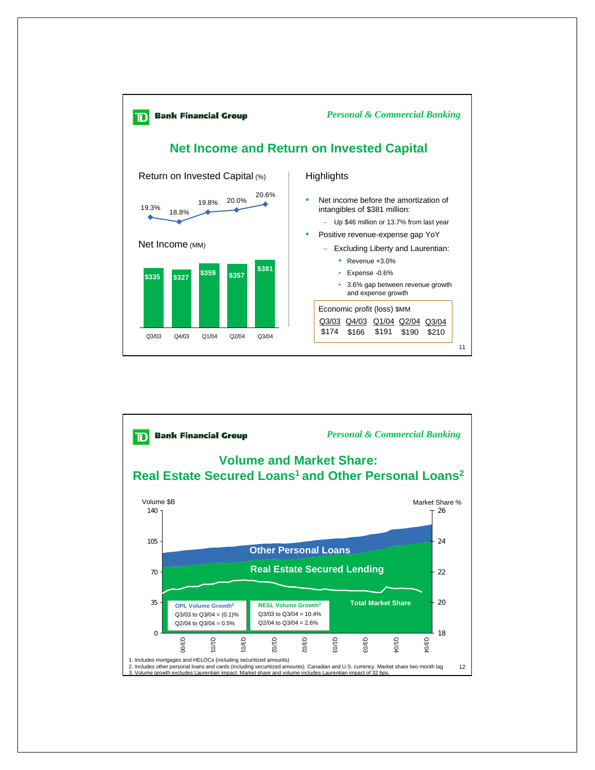**TD Bank Financial Group**

*Personal & Commercial Banking*

## Net Income and Return on Invested Capital

Return on Invested Capital (%)

19.3%
18.8%
19.8%
20.0%
20.6%

Net Income (MM)

$335
$327
$359
$357
$381

Q3/03
Q4/03
Q1/04
Q2/04
Q3/04

### Highlights

- Net income before the amortization of intangibles of $381 million:
  - Up $46 million or 13.7% from last year
- Positive revenue-expense gap YoY
  - Excluding Liberty and Laurentian:
    - Revenue +3.0%
    - Expense -0.6%
    - 3.6% gap between revenue growth and expense growth

Economic profit (loss) $MM

| Q3/03 | Q4/03 | Q1/04 | Q2/04 | Q3/04 |
|---|---|---|---|---|
| $174 | $166 | $191 | $190 | $210 |

---

**TD Bank Financial Group**

*Personal & Commercial Banking*

## Volume and Market Share: Real Estate Secured Loans[1] and Other Personal Loans[2]

Volume $B

140
105
70
35
0

Market Share %

26
24
22
20
18

Other Personal Loans

Real Estate Secured Lending

Total Market Share

**OPL Volume Growth[3]**
Q3/03 to Q3/04 = (0.1)%
Q2/04 to Q3/04 = 0.5%

**RESL Volume Growth[3]**
Q3/03 to Q3/04 = 10.4%
Q2/04 to Q3/04 = 2.6%

Q3/00
Q1/01
Q3/01
Q1/02
Q3/02
Q1/03
Q3/03
Q1/04
Q3/04

1. Includes mortgages and HELOCs (including securitized amounts)
2. Includes other personal loans and cards (including securitized amounts). Canadian and U.S. currency. Market share two month lag
3. Volume growth excludes Laurentian impact. Market share and volume includes Laurentian impact of 32 bps.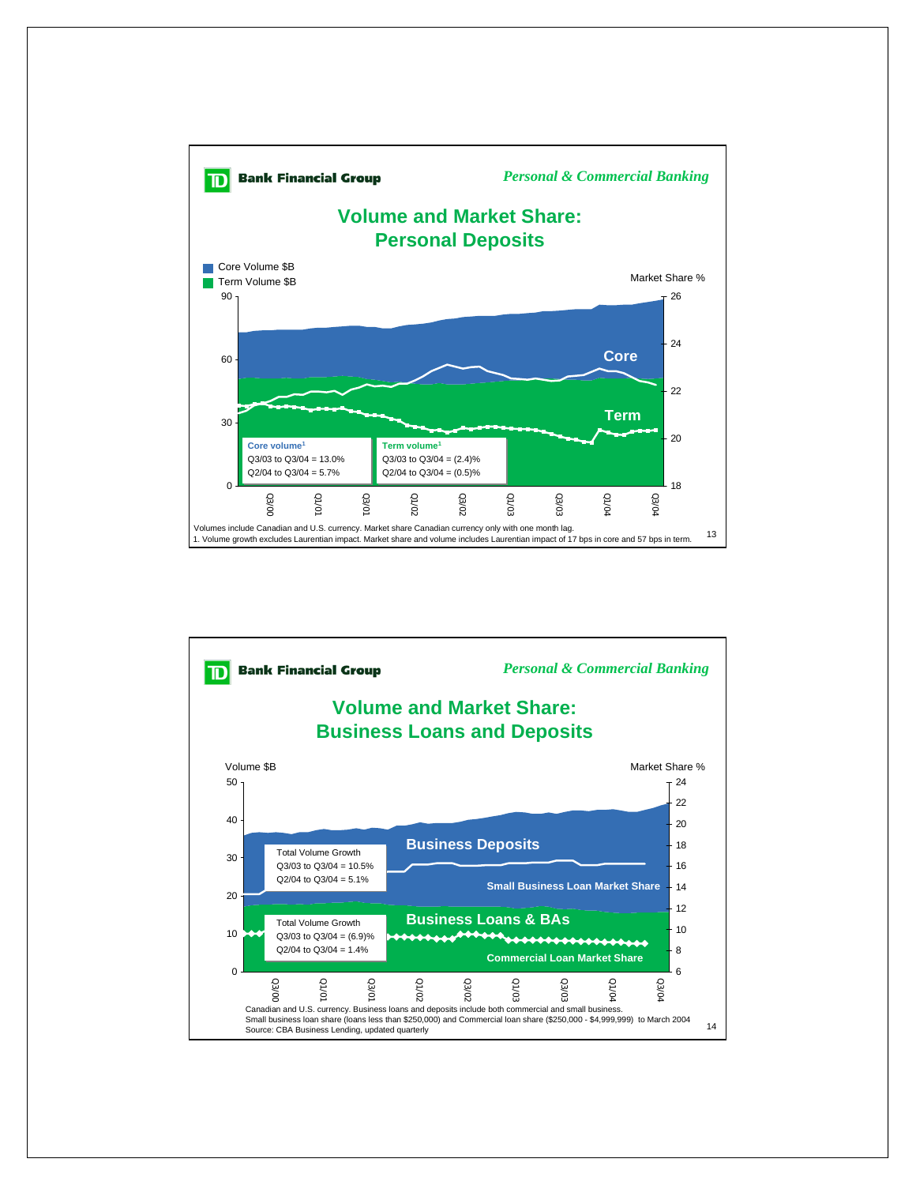**Bank Financial Group** *Personal & Commercial Banking*

## Volume and Market Share: Personal Deposits

Core Volume $B
Term Volume $B
Market Share %

90, 60, 30, 0
26, 24, 22, 20, 18

Core
Term

**Core volume[1]**
Q3/03 to Q3/04 = 13.0%
Q2/04 to Q3/04 = 5.7%

**Term volume[1]**
Q3/03 to Q3/04 = (2.4)%
Q2/04 to Q3/04 = (0.5)%

Q3/00, Q1/01, Q3/01, Q1/02, Q3/02, Q1/03, Q3/03, Q1/04, Q3/04

Volumes include Canadian and U.S. currency. Market share Canadian currency only with one month lag.
1. Volume growth excludes Laurentian impact. Market share and volume includes Laurentian impact of 17 bps in core and 57 bps in term.

---

**Bank Financial Group** *Personal & Commercial Banking*

## Volume and Market Share: Business Loans and Deposits

Volume $B
Market Share %

50, 40, 30, 20, 10, 0
24, 22, 20, 18, 16, 14, 12, 10, 8, 6

**Business Deposits**

Total Volume Growth
Q3/03 to Q3/04 = 10.5%
Q2/04 to Q3/04 = 5.1%

**Small Business Loan Market Share**

**Business Loans & BAs**

Total Volume Growth
Q3/03 to Q3/04 = (6.9)%
Q2/04 to Q3/04 = 1.4%

**Commercial Loan Market Share**

Q3/00, Q1/01, Q3/01, Q1/02, Q3/02, Q1/03, Q3/03, Q1/04, Q3/04

Canadian and U.S. currency. Business loans and deposits include both commercial and small business.
Small business loan share (loans less than $250,000) and Commercial loan share ($250,000 - $4,999,999) to March 2004
Source: CBA Business Lending, updated quarterly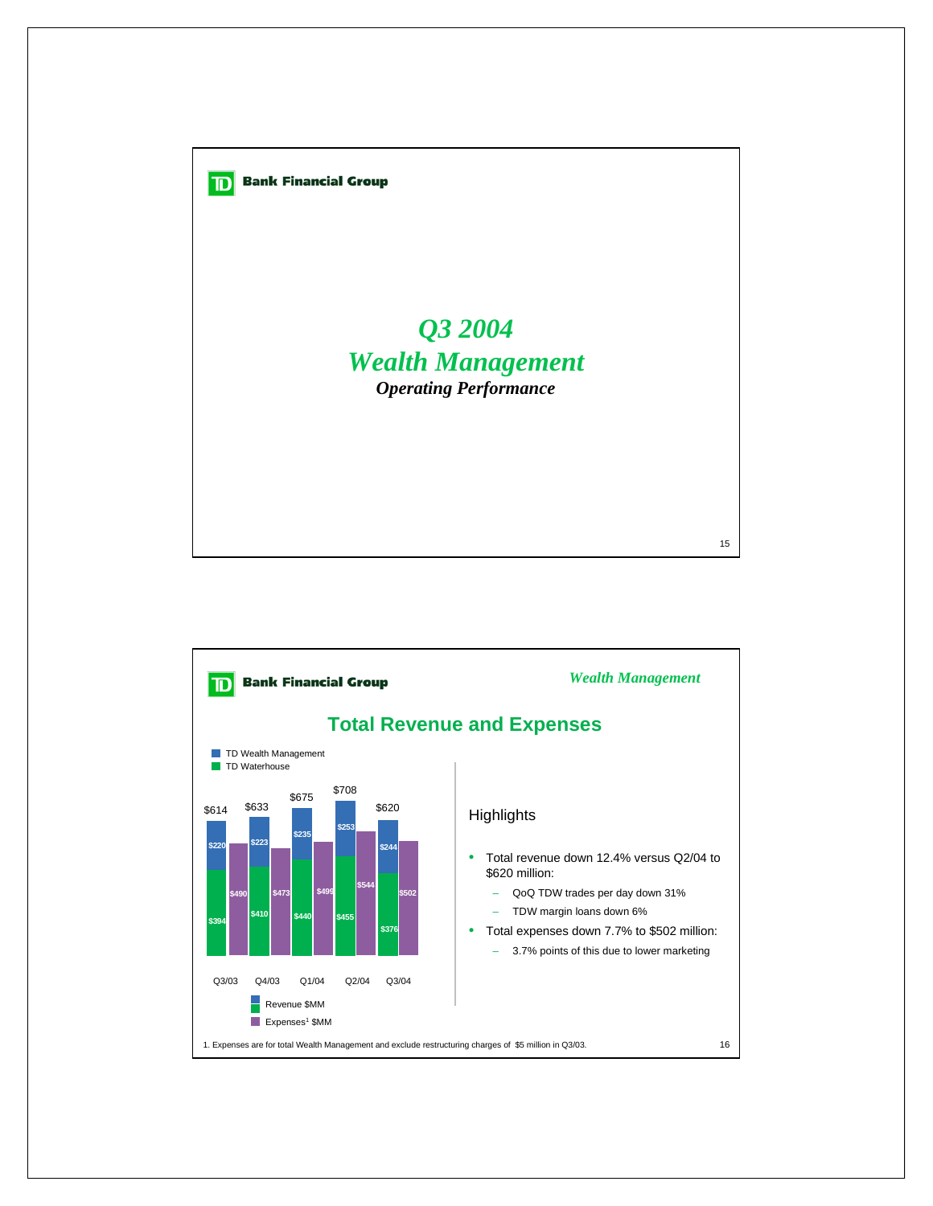Bank Financial Group

# *Q3 2004*
# *Wealth Management*
### *Operating Performance*

---

Bank Financial Group

*Wealth Management*

## Total Revenue and Expenses

TD Wealth Management
TD Waterhouse

$614 $633 $675 $708 $620

$220 $223 $235 $253 $244

$490 $473 $499 $544 $502

$394 $410 $440 $455 $376

Q3/03 Q4/03 Q1/04 Q2/04 Q3/04

Revenue $MM
Expenses[1] $MM

### Highlights

- Total revenue down 12.4% versus Q2/04 to $620 million:
  - QoQ TDW trades per day down 31%
  - TDW margin loans down 6%
- Total expenses down 7.7% to $502 million:
  - 3.7% points of this due to lower marketing

1. Expenses are for total Wealth Management and exclude restructuring charges of $5 million in Q3/03.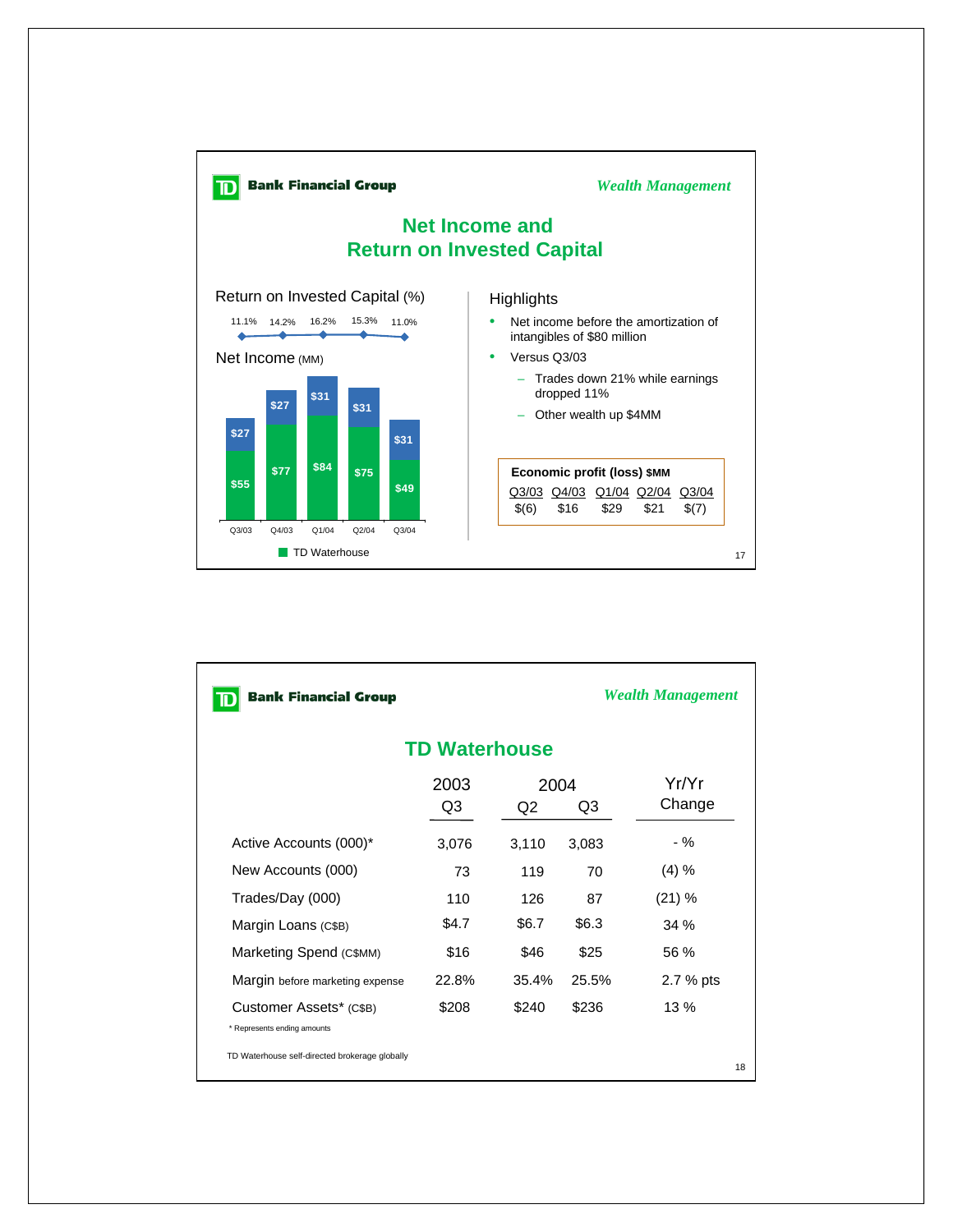TD Bank Financial Group

*Wealth Management*

## Net Income and Return on Invested Capital

Return on Invested Capital (%)

11.1% 14.2% 16.2% 15.3% 11.0%

Net Income (MM)

$27 $27 $31 $31 $31

$55 $77 $84 $75 $49

Q3/03 Q4/03 Q1/04 Q2/04 Q3/04

TD Waterhouse

### Highlights

- Net income before the amortization of intangibles of $80 million
- Versus Q3/03
  - Trades down 21% while earnings dropped 11%
  - Other wealth up $4MM

**Economic profit (loss) $MM**

| Q3/03 | Q4/03 | Q1/04 | Q2/04 | Q3/04 |
|---|---|---|---|---|
| $(6) | $16 | $29 | $21 | $(7) |

TD Bank Financial Group

*Wealth Management*

## TD Waterhouse

| | 2003 Q3 | 2004 Q2 | 2004 Q3 | Yr/Yr Change |
|---|---|---|---|---|
| Active Accounts (000)* | 3,076 | 3,110 | 3,083 | - % |
| New Accounts (000) | 73 | 119 | 70 | (4) % |
| Trades/Day (000) | 110 | 126 | 87 | (21) % |
| Margin Loans (C$B) | $4.7 | $6.7 | $6.3 | 34 % |
| Marketing Spend (C$MM) | $16 | $46 | $25 | 56 % |
| Margin before marketing expense | 22.8% | 35.4% | 25.5% | 2.7 % pts |
| Customer Assets* (C$B) | $208 | $240 | $236 | 13 % |

* Represents ending amounts

TD Waterhouse self-directed brokerage globally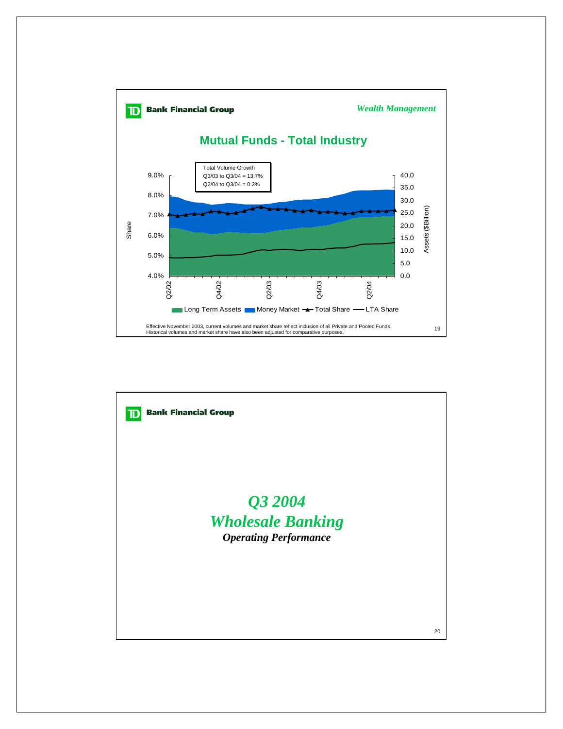**Bank Financial Group**

*Wealth Management*

## Mutual Funds - Total Industry

Total Volume Growth
Q3/03 to Q3/04 = 13.7%
Q2/04 to Q3/04 = 0.2%

Share: 9.0%, 8.0%, 7.0%, 6.0%, 5.0%, 4.0%

Assets ($Billion): 40.0, 35.0, 30.0, 25.0, 20.0, 15.0, 10.0, 5.0, 0.0

Q2/02, Q4/02, Q2/03, Q4/03, Q2/04

Long Term Assets — Money Market — Total Share — LTA Share

Effective November 2003, current volumes and market share reflect inclusion of all Private and Pooled Funds. Historical volumes and market share have also been adjusted for comparative purposes.

---

**Bank Financial Group**

# *Q3 2004*
# *Wholesale Banking*
### *Operating Performance*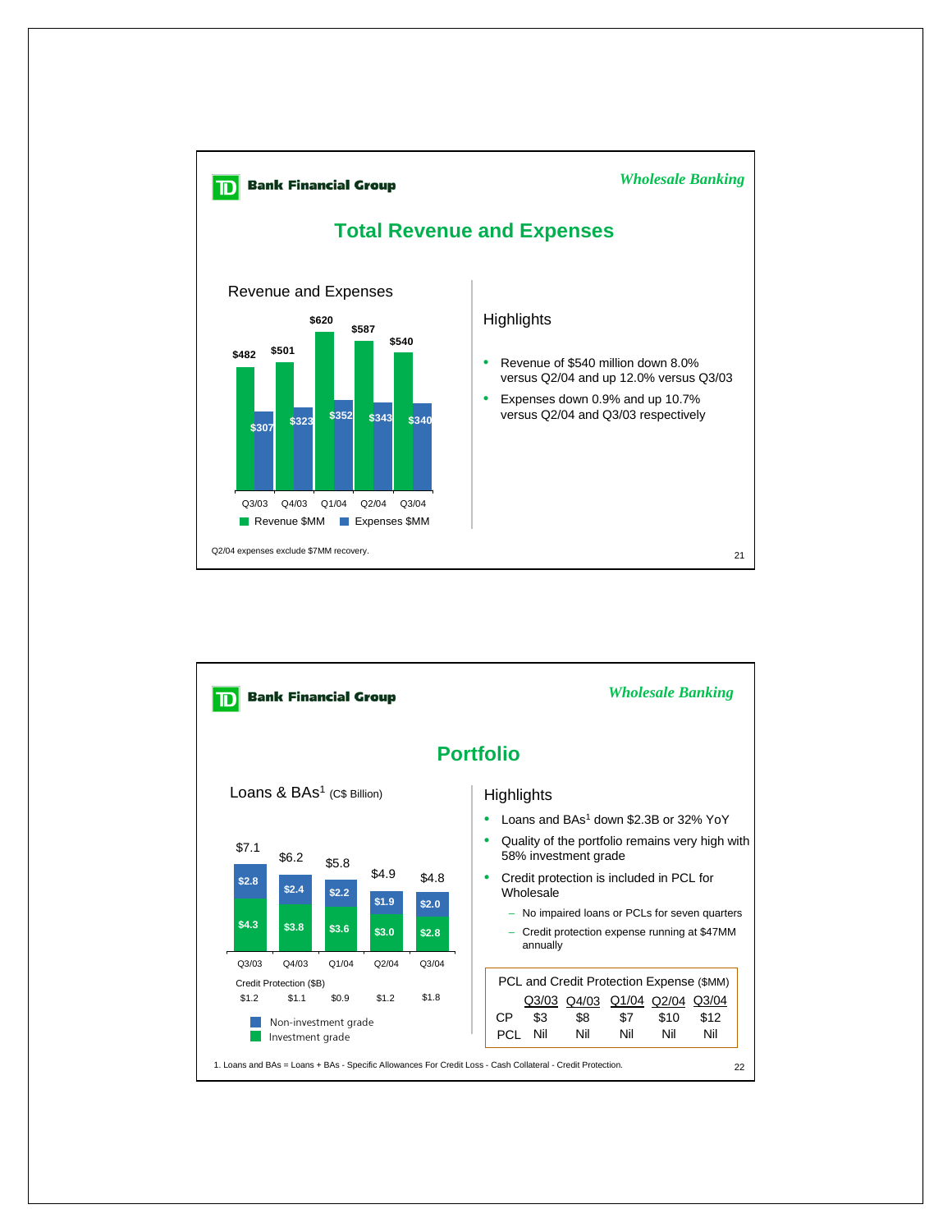**TD Bank Financial Group**

*Wholesale Banking*

## Total Revenue and Expenses

Revenue and Expenses

$482
$501
$620
$587
$540
$307
$323
$352
$343
$340

Q3/03 Q4/03 Q1/04 Q2/04 Q3/04

Revenue $MM Expenses $MM

### Highlights

- Revenue of $540 million down 8.0% versus Q2/04 and up 12.0% versus Q3/03
- Expenses down 0.9% and up 10.7% versus Q2/04 and Q3/03 respectively

Q2/04 expenses exclude $7MM recovery.

---

**TD Bank Financial Group**

*Wholesale Banking*

## Portfolio

Loans & BAs[1] (C$ Billion)

$7.1
$6.2
$5.8
$4.9
$4.8
$2.8
$2.4
$2.2
$1.9
$2.0
$4.3
$3.8
$3.6
$3.0
$2.8

Q3/03 Q4/03 Q1/04 Q2/04 Q3/04

Credit Protection ($B)

$1.2 $1.1 $0.9 $1.2 $1.8

Non-investment grade

Investment grade

### Highlights

- Loans and BAs[1] down $2.3B or 32% YoY
- Quality of the portfolio remains very high with 58% investment grade
- Credit protection is included in PCL for Wholesale
  - No impaired loans or PCLs for seven quarters
  - Credit protection expense running at $47MM annually

PCL and Credit Protection Expense ($MM)

| | Q3/03 | Q4/03 | Q1/04 | Q2/04 | Q3/04 |
|---|---|---|---|---|---|
| CP | $3 | $8 | $7 | $10 | $12 |
| PCL | Nil | Nil | Nil | Nil | Nil |

1. Loans and BAs = Loans + BAs - Specific Allowances For Credit Loss - Cash Collateral - Credit Protection.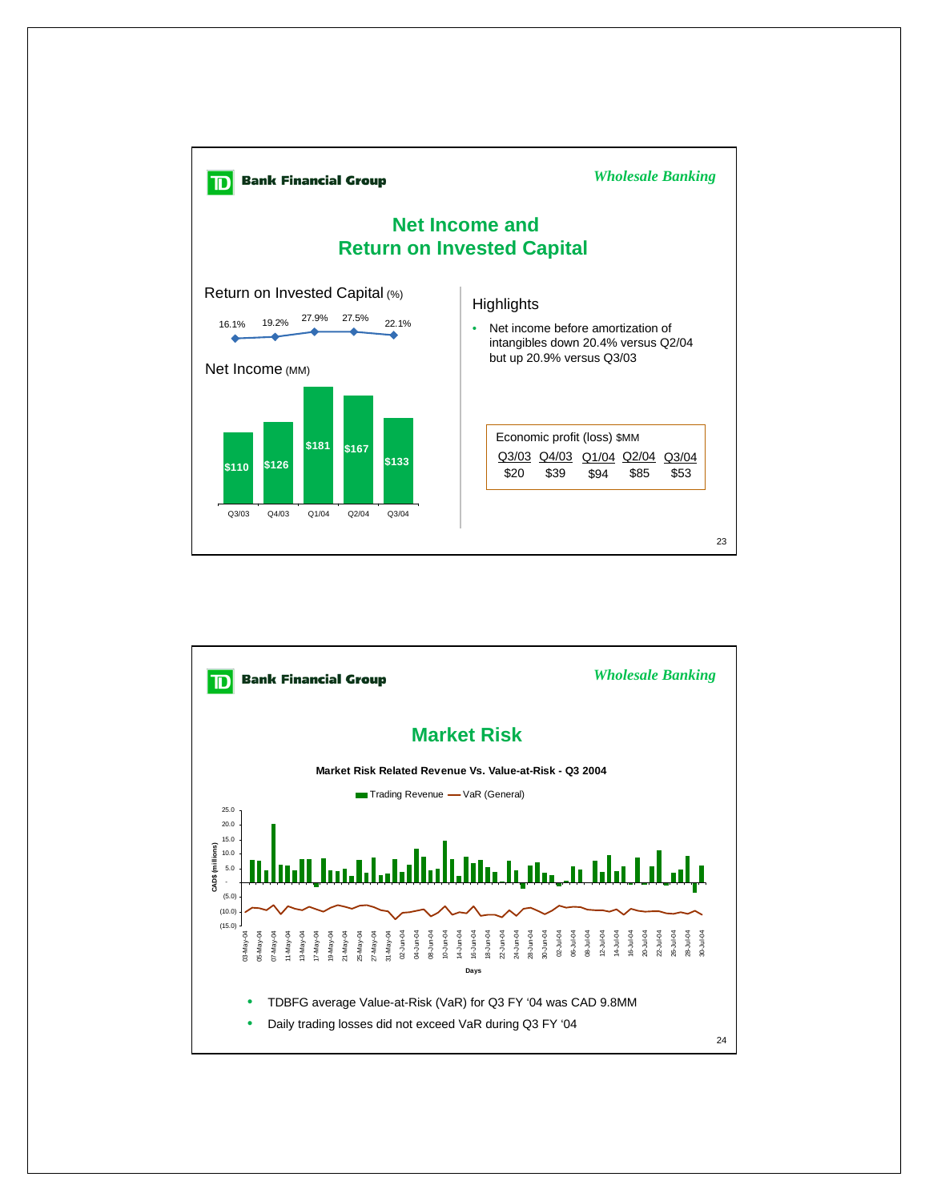## Net Income and Return on Invested Capital

*Wholesale Banking*

Return on Invested Capital (%)

16.1% 19.2% 27.9% 27.5% 22.1%

Net Income (MM)

$110 $126 $181 $167 $133

Q3/03 Q4/03 Q1/04 Q2/04 Q3/04

Highlights

- Net income before amortization of intangibles down 20.4% versus Q2/04 but up 20.9% versus Q3/03

| Economic profit (loss) $MM | | | | |
|---|---|---|---|---|
| Q3/03 | Q4/03 | Q1/04 | Q2/04 | Q3/04 |
| $20 | $39 | $94 | $85 | $53 |

## Market Risk

*Wholesale Banking*

Market Risk Related Revenue Vs. Value-at-Risk - Q3 2004

Trading Revenue — VaR (General)

CAD$ (millions)

25.0 20.0 15.0 10.0 5.0 - (5.0) (10.0) (15.0)

03-May-04 05-May-04 07-May-04 11-May-04 13-May-04 17-May-04 19-May-04 21-May-04 25-May-04 27-May-04 31-May-04 02-Jun-04 04-Jun-04 08-Jun-04 10-Jun-04 14-Jun-04 16-Jun-04 18-Jun-04 22-Jun-04 24-Jun-04 28-Jun-04 30-Jun-04 02-Jul-04 06-Jul-04 08-Jul-04 12-Jul-04 14-Jul-04 16-Jul-04 20-Jul-04 22-Jul-04 26-Jul-04 28-Jul-04 30-Jul-04

Days

- TDBFG average Value-at-Risk (VaR) for Q3 FY '04 was CAD 9.8MM
- Daily trading losses did not exceed VaR during Q3 FY '04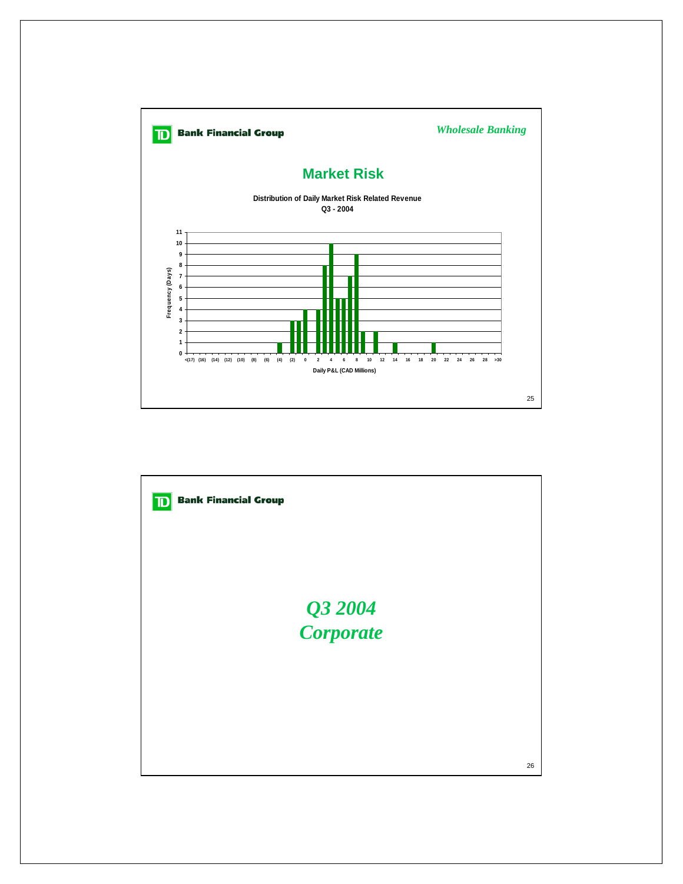Bank Financial Group

*Wholesale Banking*

## Market Risk

**Distribution of Daily Market Risk Related Revenue**
**Q3 - 2004**

Frequency (Days)

11
10
9
8
7
6
5
4
3
2
1
0

<(17) (16) (14) (12) (10) (8) (6) (4) (2) 0 2 4 6 8 10 12 14 16 18 20 22 24 26 28 >30

Daily P&L (CAD Millions)

---

Bank Financial Group

*Q3 2004*
*Corporate*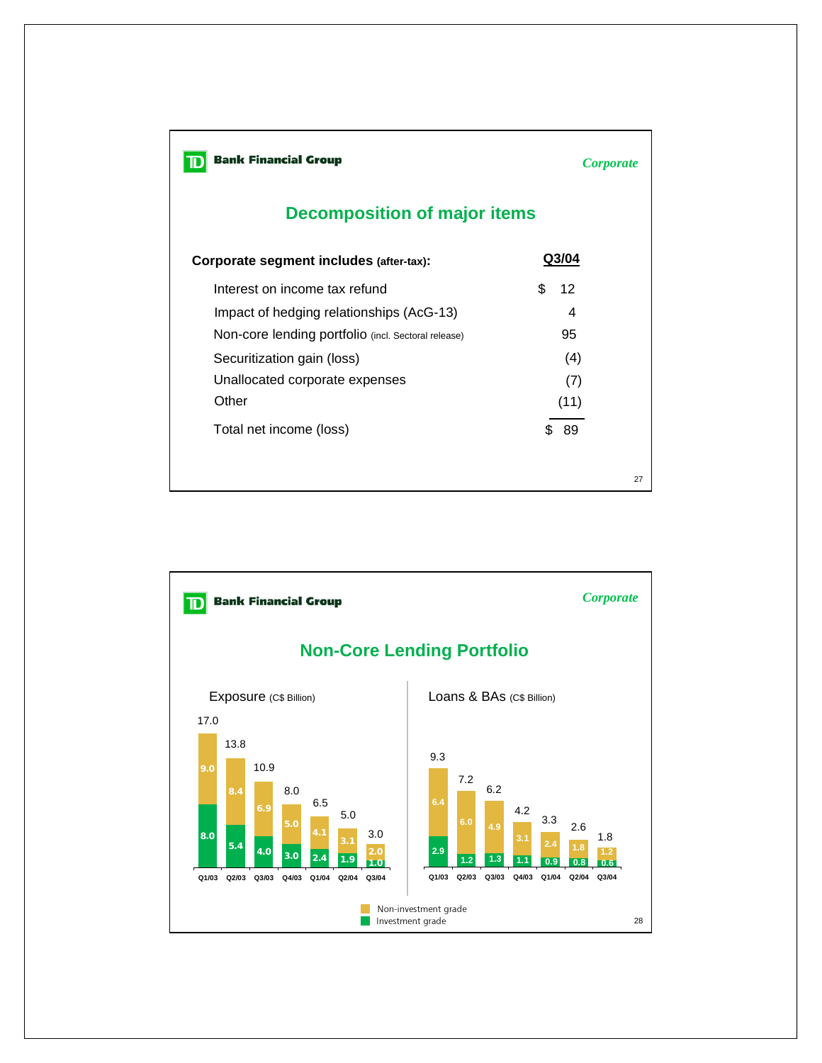## Decomposition of major items

*Corporate*

| Corporate segment includes (after-tax): | Q3/04 |
|---|---|
| Interest on income tax refund | $ 12 |
| Impact of hedging relationships (AcG-13) | 4 |
| Non-core lending portfolio (incl. Sectoral release) | 95 |
| Securitization gain (loss) | (4) |
| Unallocated corporate expenses | (7) |
| Other | (11) |
| Total net income (loss) | $ 89 |

## Non-Core Lending Portfolio

*Corporate*

Exposure (C$ Billion)

17.0
13.8
10.9
8.0
6.5
5.0
3.0

9.0
8.4
6.9
5.0
4.1
3.1
2.0

8.0
5.4
4.0
3.0
2.4
1.9
1.0

Q1/03 Q2/03 Q3/03 Q4/03 Q1/04 Q2/04 Q3/04

Loans & BAs (C$ Billion)

9.3
7.2
6.2
4.2
3.3
2.6
1.8

6.4
6.0
4.9
3.1
2.4
1.8
1.2

2.9
1.2
1.3
1.1
0.9
0.8
0.6

Q1/03 Q2/03 Q3/03 Q4/03 Q1/04 Q2/04 Q3/04

Non-investment grade
Investment grade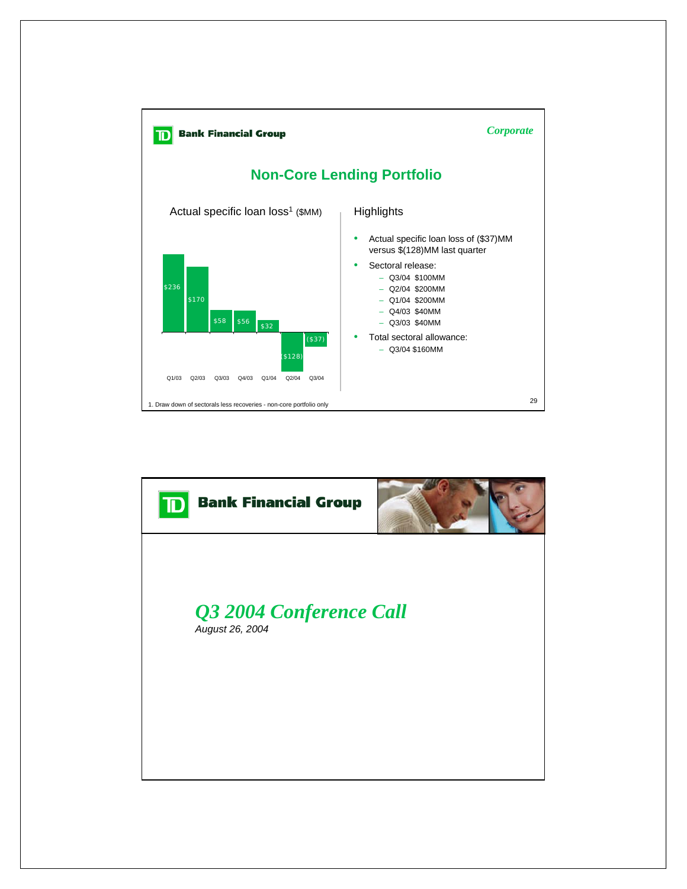Corporate

## Non-Core Lending Portfolio

Actual specific loan loss[1] ($MM)

$236
$170
$58
$56
$32
($128)
($37)

Q1/03 Q2/03 Q3/03 Q4/03 Q1/04 Q2/04 Q3/04

### Highlights

- Actual specific loan loss of ($37)MM versus $(128)MM last quarter
- Sectoral release:
  - Q3/04 $100MM
  - Q2/04 $200MM
  - Q1/04 $200MM
  - Q4/03 $40MM
  - Q3/03 $40MM
- Total sectoral allowance:
  - Q3/04 $160MM

1. Draw down of sectorals less recoveries - non-core portfolio only

---

Bank Financial Group

# *Q3 2004 Conference Call*

*August 26, 2004*